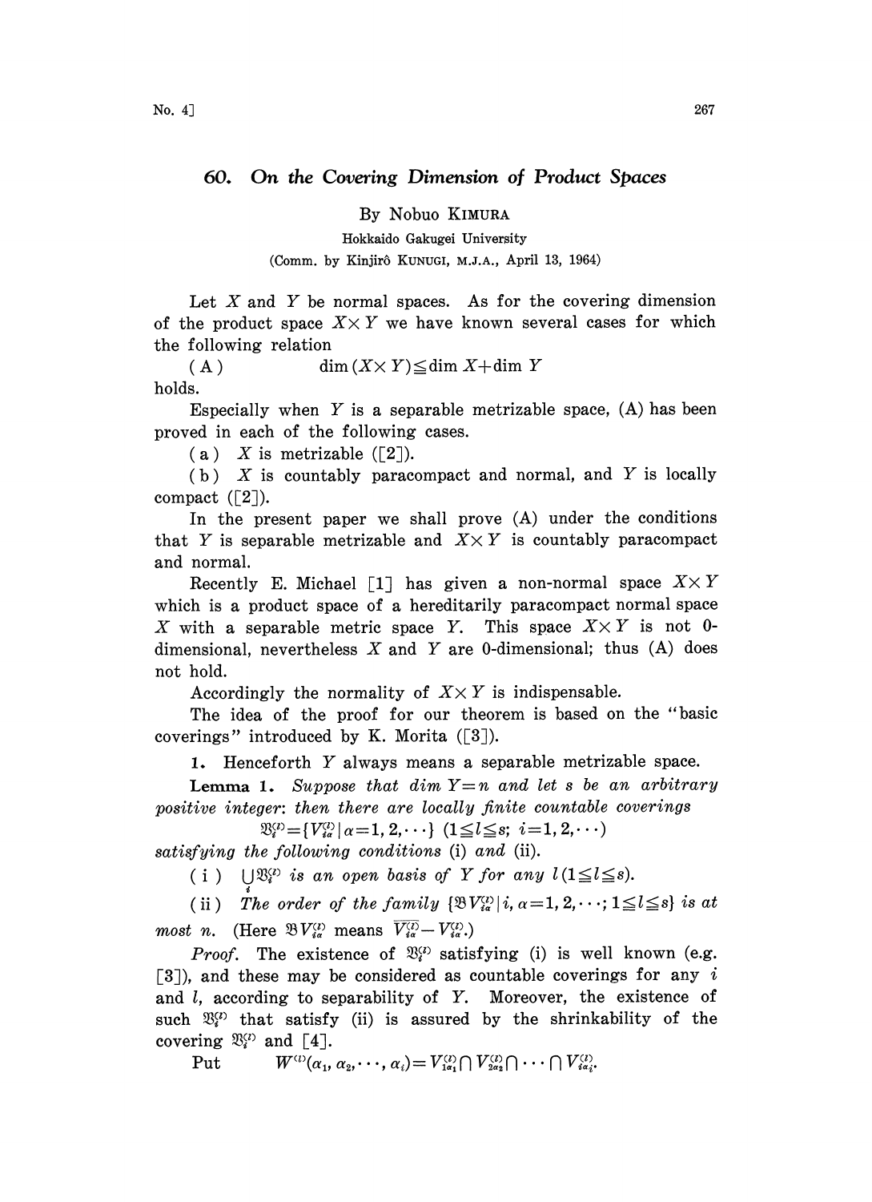# 60. On the Covering Dimension of Product Spaces

By Nobuo KIMURA

Hokkaido Gakugei University

(Comm. by Kinjirô KUNUGI, M.J.A., April 13, 1964)

Let $X$ and $Y$ be normal spaces. As for the covering dimension of the product space $X\times Y$ we have known several cases for which the following relation

$$\text{(A)} \qquad \dim(X\times Y)\leqq \dim X+\dim Y$$

holds.

Especially when $Y$ is a separable metrizable space, (A) has been proved in each of the following cases.

(a) $X$ is metrizable ([2]).

(b) $X$ is countably paracompact and normal, and $Y$ is locally compact ([2]).

In the present paper we shall prove (A) under the conditions that $Y$ is separable metrizable and $X\times Y$ is countably paracompact and normal.

Recently E. Michael [1] has given a non-normal space $X\times Y$ which is a product space of a hereditarily paracompact normal space $X$ with a separable metric space $Y$. This space $X\times Y$ is not 0-dimensional, nevertheless $X$ and $Y$ are 0-dimensional; thus (A) does not hold.

Accordingly the normality of $X\times Y$ is indispensable.

The idea of the proof for our theorem is based on the "basic coverings" introduced by K. Morita ([3]).

1. Henceforth $Y$ always means a separable metrizable space.

**Lemma 1.** *Suppose that $\dim Y=n$ and let $s$ be an arbitrary positive integer: then there are locally finite countable coverings*

$$\mathfrak{V}_i^{(l)}=\{V_{i\alpha}^{(l)}\mid \alpha=1,2,\cdots\}\ (1\leqq l\leqq s;\ i=1,2,\cdots)$$

*satisfying the following conditions* (i) *and* (ii).

(i) $\bigcup_i \mathfrak{V}_i^{(l)}$ *is an open basis of $Y$ for any $l\,(1\leqq l\leqq s)$.*

(ii) *The order of the family $\{\mathfrak{B}V_{i\alpha}^{(l)}\mid i,\alpha=1,2,\cdots;1\leqq l\leqq s\}$ is at most $n$.* (Here $\mathfrak{B}V_{i\alpha}^{(l)}$ means $\overline{V_{i\alpha}^{(l)}}-V_{i\alpha}^{(l)}$.)

*Proof.* The existence of $\mathfrak{V}_i^{(l)}$ satisfying (i) is well known (e.g. [3]), and these may be considered as countable coverings for any $i$ and $l$, according to separability of $Y$. Moreover, the existence of such $\mathfrak{V}_i^{(l)}$ that satisfy (ii) is assured by the shrinkability of the covering $\mathfrak{V}_i^{(l)}$ and [4].

Put $\qquad W^{(l)}(\alpha_1,\alpha_2,\cdots,\alpha_i)=V_{1\alpha_1}^{(l)}\cap V_{2\alpha_2}^{(l)}\cap\cdots\cap V_{i\alpha_i}^{(l)}.$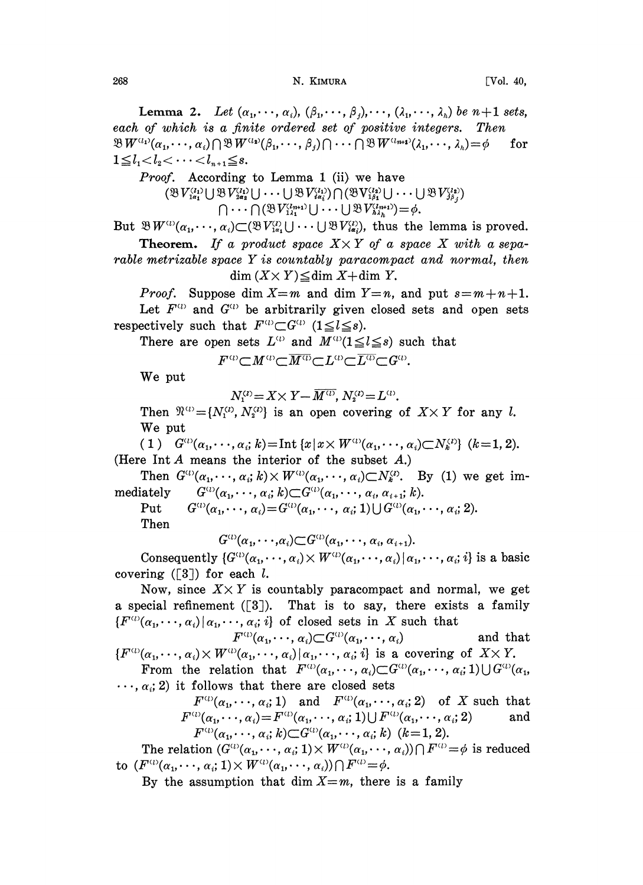**Lemma 2.** *Let $(\alpha_1,\cdots,\alpha_i)$, $(\beta_1,\cdots,\beta_j),\cdots,(\lambda_1,\cdots,\lambda_h)$ be $n+1$ sets, each of which is a finite ordered set of positive integers. Then* $\mathfrak{B}W^{(l_1)}(\alpha_1,\cdots,\alpha_i)\cap\mathfrak{B}W^{(l_2)}(\beta_1,\cdots,\beta_j)\cap\cdots\cap\mathfrak{B}W^{(l_{n+1})}(\lambda_1,\cdots,\lambda_h)=\phi$ for $1\leq l_1<l_2<\cdots<l_{n+1}\leq s$.

*Proof.* According to Lemma 1 (ii) we have

$$(\mathfrak{B}V^{(l_1)}_{1\alpha_1}\cup\mathfrak{B}V^{(l_1)}_{2\alpha_2}\cup\cdots\cup\mathfrak{B}V^{(l_1)}_{i\alpha_i})\cap(\mathfrak{B}V^{(l_2)}_{1\beta_1}\cup\cdots\cup\mathfrak{B}V^{(l_2)}_{j\beta_j})$$
$$\cap\cdots\cap(\mathfrak{B}V^{(l_{n+1})}_{1\lambda_1}\cup\cdots\cup\mathfrak{B}V^{(l_{n+1})}_{h\lambda_h})=\phi.$$

But $\mathfrak{B}W^{(l)}(\alpha_1,\cdots,\alpha_i)\subset(\mathfrak{B}V^{(l)}_{1\alpha_1}\cup\cdots\cup\mathfrak{B}V^{(l)}_{i\alpha_i})$, thus the lemma is proved.

**Theorem.** *If a product space $X\times Y$ of a space $X$ with a separable metrizable space $Y$ is countably paracompact and normal, then*

$$\dim(X\times Y)\leq\dim X+\dim Y.$$

*Proof.* Suppose $\dim X=m$ and $\dim Y=n$, and put $s=m+n+1$.

Let $F^{(l)}$ and $G^{(l)}$ be arbitrarily given closed sets and open sets respectively such that $F^{(l)}\subset G^{(l)}$ $(1\leq l\leq s)$.

There are open sets $L^{(l)}$ and $M^{(l)}(1\leq l\leq s)$ such that

$$F^{(l)}\subset M^{(l)}\subset\overline{M^{(l)}}\subset L^{(l)}\subset\overline{L^{(l)}}\subset G^{(l)}.$$

We put

$$N^{(l)}_1=X\times Y-\overline{M^{(l)}},\ N^{(l)}_2=L^{(l)}.$$

Then $\mathfrak{N}^{(l)}=\{N^{(l)}_1,N^{(l)}_2\}$ is an open covering of $X\times Y$ for any $l$.

We put

(1) $G^{(l)}(\alpha_1,\cdots,\alpha_i;k)=\operatorname{Int}\{x\,|\,x\times W^{(l)}(\alpha_1,\cdots,\alpha_i)\subset N^{(l)}_k\}$ $(k=1,2)$.

(Here Int $A$ means the interior of the subset $A$.)

Then $G^{(l)}(\alpha_1,\cdots,\alpha_i;k)\times W^{(l)}(\alpha_1,\cdots,\alpha_i)\subset N^{(l)}_k$. By (1) we get immediately $G^{(l)}(\alpha_1,\cdots,\alpha_i;k)\subset G^{(l)}(\alpha_1,\cdots,\alpha_i,\alpha_{i+1};k)$.

Put $G^{(l)}(\alpha_1,\cdots,\alpha_i)=G^{(l)}(\alpha_1,\cdots,\alpha_i;1)\cup G^{(l)}(\alpha_1,\cdots,\alpha_i;2)$.

Then

$$G^{(l)}(\alpha_1,\cdots,\alpha_i)\subset G^{(l)}(\alpha_1,\cdots,\alpha_i,\alpha_{i+1}).$$

Consequently $\{G^{(l)}(\alpha_1,\cdots,\alpha_i)\times W^{(l)}(\alpha_1,\cdots,\alpha_i)\,|\,\alpha_1,\cdots,\alpha_i;i\}$ is a basic covering ([3]) for each $l$.

Now, since $X\times Y$ is countably paracompact and normal, we get a special refinement ([3]). That is to say, there exists a family $\{F^{(l)}(\alpha_1,\cdots,\alpha_i)\,|\,\alpha_1,\cdots,\alpha_i;i\}$ of closed sets in $X$ such that

$$F^{(l)}(\alpha_1,\cdots,\alpha_i)\subset G^{(l)}(\alpha_1,\cdots,\alpha_i)\quad\text{and that}$$

$\{F^{(l)}(\alpha_1,\cdots,\alpha_i)\times W^{(l)}(\alpha_1,\cdots,\alpha_i)\,|\,\alpha_1,\cdots,\alpha_i;i\}$ is a covering of $X\times Y$.

From the relation that $F^{(l)}(\alpha_1,\cdots,\alpha_i)\subset G^{(l)}(\alpha_1,\cdots,\alpha_i;1)\cup G^{(l)}(\alpha_1,\cdots,\alpha_i;2)$ it follows that there are closed sets

$F^{(l)}(\alpha_1,\cdots,\alpha_i;1)$ and $F^{(l)}(\alpha_1,\cdots,\alpha_i;2)$ of $X$ such that

$$F^{(l)}(\alpha_1,\cdots,\alpha_i)=F^{(l)}(\alpha_1,\cdots,\alpha_i;1)\cup F^{(l)}(\alpha_1,\cdots,\alpha_i;2)\quad\text{and}$$

$$F^{(l)}(\alpha_1,\cdots,\alpha_i;k)\subset G^{(l)}(\alpha_1,\cdots,\alpha_i;k)\ (k=1,2).$$

The relation $(G^{(l)}(\alpha_1,\cdots,\alpha_i;1)\times W^{(l)}(\alpha_1,\cdots,\alpha_i))\cap F^{(l)}=\phi$ is reduced to $(F^{(l)}(\alpha_1,\cdots,\alpha_i;1)\times W^{(l)}(\alpha_1,\cdots,\alpha_i))\cap F^{(l)}=\phi$.

By the assumption that $\dim X=m$, there is a family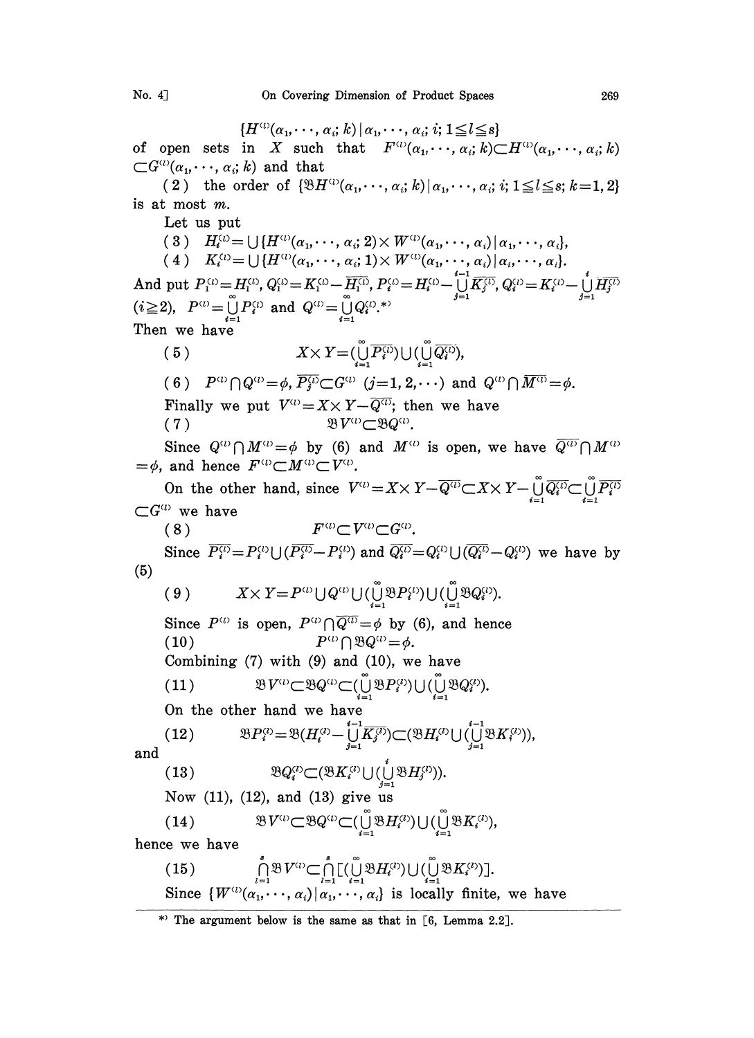$$\{H^{(l)}(\alpha_1,\cdots,\alpha_i;k)\,|\,\alpha_1,\cdots,\alpha_i;i;1\leqq l\leqq s\}$$

of open sets in $X$ such that $F^{(l)}(\alpha_1,\cdots,\alpha_i;k)\subset H^{(l)}(\alpha_1,\cdots,\alpha_i;k)$ $\subset G^{(l)}(\alpha_1,\cdots,\alpha_i;k)$ and that

(2) the order of $\{\mathfrak{B}H^{(l)}(\alpha_1,\cdots,\alpha_i;k)\,|\,\alpha_1,\cdots,\alpha_i;i;1\leqq l\leqq s;k=1,2\}$ is at most $m$.

Let us put

(3) $H_i^{(l)}=\bigcup\{H^{(l)}(\alpha_1,\cdots,\alpha_i;2)\times W^{(l)}(\alpha_1,\cdots,\alpha_i)\,|\,\alpha_1,\cdots,\alpha_i\}$,

(4) $K_i^{(l)}=\bigcup\{H^{(l)}(\alpha_1,\cdots,\alpha_i;1)\times W^{(l)}(\alpha_1,\cdots,\alpha_i)\,|\,\alpha_i,\cdots,\alpha_i\}$.

And put $P_1^{(l)}=H_1^{(l)}$, $Q_1^{(l)}=K_1^{(l)}-\overline{H_1^{(l)}}$, $P_i^{(l)}=H_i^{(l)}-\bigcup_{j=1}^{i-1}\overline{K_j^{(l)}}$, $Q_i^{(l)}=K_i^{(l)}-\bigcup_{j=1}^{i}\overline{H_j^{(l)}}$ $(i\geqq 2)$, $P^{(l)}=\bigcup_{i=1}^{\infty}P_i^{(l)}$ and $Q^{(l)}=\bigcup_{i=1}^{\infty}Q_i^{(l)}$.[*)]

Then we have

(5) $$X\times Y=(\bigcup_{i=1}^{\infty}\overline{P_i^{(l)}})\cup(\bigcup_{i=1}^{\infty}\overline{Q_i^{(l)}}),$$

(6) $P^{(l)}\cap Q^{(l)}=\phi$, $\overline{P_j^{(l)}}\subset G^{(l)}$ $(j=1,2,\cdots)$ and $Q^{(l)}\cap\overline{M^{(l)}}=\phi$.

Finally we put $V^{(l)}=X\times Y-\overline{Q^{(l)}}$; then we have

(7) $$\mathfrak{B}V^{(l)}\subset\mathfrak{B}Q^{(l)}.$$

Since $Q^{(l)}\cap M^{(l)}=\phi$ by (6) and $M^{(l)}$ is open, we have $\overline{Q^{(l)}}\cap M^{(l)}=\phi$, and hence $F^{(l)}\subset M^{(l)}\subset V^{(l)}$.

On the other hand, since $V^{(l)}=X\times Y-\overline{Q^{(l)}}\subset X\times Y-\bigcup_{i=1}^{\infty}\overline{Q_i^{(l)}}\subset\bigcup_{i=1}^{\infty}\overline{P_i^{(l)}}$ $\subset G^{(l)}$ we have

(8) $$F^{(l)}\subset V^{(l)}\subset G^{(l)}.$$

Since $\overline{P_i^{(l)}}=P_i^{(l)}\cup(\overline{P_i^{(l)}}-P_i^{(l)})$ and $\overline{Q_i^{(l)}}=Q_i^{(l)}\cup(\overline{Q_i^{(l)}}-Q_i^{(l)})$ we have by (5)

(9) $$X\times Y=P^{(l)}\cup Q^{(l)}\cup(\bigcup_{i=1}^{\infty}\mathfrak{B}P_i^{(l)})\cup(\bigcup_{i=1}^{\infty}\mathfrak{B}Q_i^{(l)}).$$

Since $P^{(l)}$ is open, $P^{(l)}\cap\overline{Q^{(l)}}=\phi$ by (6), and hence

(10) $$P^{(l)}\cap\mathfrak{B}Q^{(l)}=\phi.$$

Combining (7) with (9) and (10), we have

(11) $$\mathfrak{B}V^{(l)}\subset\mathfrak{B}Q^{(l)}\subset(\bigcup_{i=1}^{\infty}\mathfrak{B}P_i^{(l)})\cup(\bigcup_{i=1}^{\infty}\mathfrak{B}Q_i^{(l)}).$$

On the other hand we have

(12) $$\mathfrak{B}P_i^{(l)}=\mathfrak{B}(H_i^{(l)}-\bigcup_{j=1}^{i-1}\overline{K_j^{(l)}})\subset(\mathfrak{B}H_i^{(l)}\cup(\bigcup_{j=1}^{i-1}\mathfrak{B}K_j^{(l)})),$$

and

(13) $$\mathfrak{B}Q_i^{(l)}\subset(\mathfrak{B}K_i^{(l)}\cup(\bigcup_{j=1}^{i}\mathfrak{B}H_j^{(l)})).$$

Now (11), (12), and (13) give us

(14) $$\mathfrak{B}V^{(l)}\subset\mathfrak{B}Q^{(l)}\subset(\bigcup_{i=1}^{\infty}\mathfrak{B}H_i^{(l)})\cup(\bigcup_{i=1}^{\infty}\mathfrak{B}K_i^{(l)}),$$

hence we have

(15) $$\bigcap_{l=1}^{s}\mathfrak{B}V^{(l)}\subset\bigcap_{l=1}^{s}[(\bigcup_{i=1}^{\infty}\mathfrak{B}H_i^{(l)})\cup(\bigcup_{i=1}^{\infty}\mathfrak{B}K_i^{(l)})].$$

Since $\{W^{(l)}(\alpha_1,\cdots,\alpha_i)\,|\,\alpha_1,\cdots,\alpha_i\}$ is locally finite, we have

---

*) The argument below is the same as that in [6, Lemma 2.2].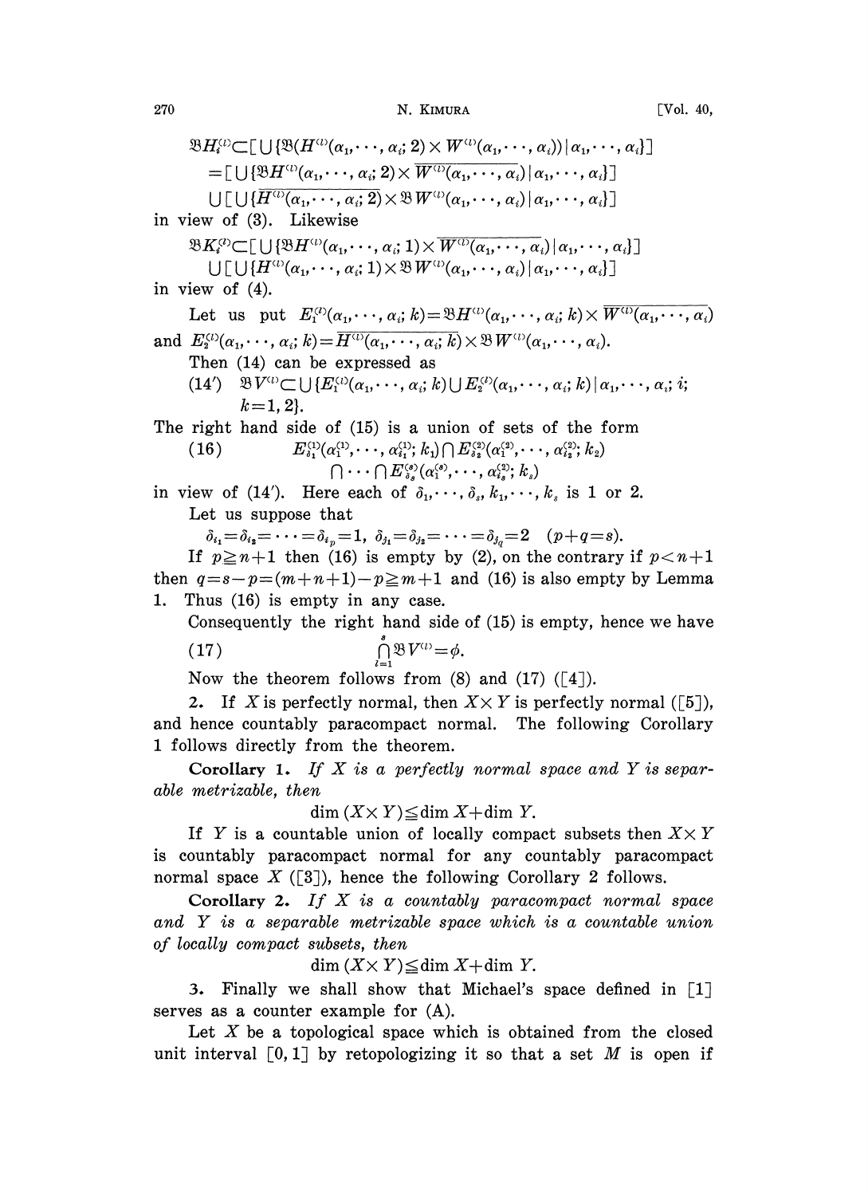$$\mathfrak{B}H_i^{(l)} \subset [\bigcup \{\mathfrak{B}(H^{(l)}(\alpha_1,\cdots,\alpha_i;2)\times W^{(l)}(\alpha_1,\cdots,\alpha_i))\,|\,\alpha_1,\cdots,\alpha_i\}]$$
$$=[\bigcup\{\mathfrak{B}H^{(l)}(\alpha_1,\cdots,\alpha_i;2)\times \overline{W^{(l)}(\alpha_1,\cdots,\alpha_i)}\,|\,\alpha_1,\cdots,\alpha_i\}]$$
$$\cup[\bigcup\{\overline{H^{(l)}(\alpha_1,\cdots,\alpha_i;2)}\times\mathfrak{B}W^{(l)}(\alpha_1,\cdots,\alpha_i)\,|\,\alpha_1,\cdots,\alpha_i\}]$$

in view of (3). Likewise

$$\mathfrak{B}K_i^{(l)}\subset[\bigcup\{\mathfrak{B}H^{(l)}(\alpha_1,\cdots,\alpha_i;1)\times\overline{W^{(l)}(\alpha_1,\cdots,\alpha_i)}\,|\,\alpha_1,\cdots,\alpha_i\}]$$
$$\cup[\bigcup\{H^{(l)}(\alpha_1,\cdots,\alpha_i;1)\times\mathfrak{B}W^{(l)}(\alpha_1,\cdots,\alpha_i)\,|\,\alpha_1,\cdots,\alpha_i\}]$$

in view of (4).

Let us put $E_1^{(l)}(\alpha_1,\cdots,\alpha_i;k)=\mathfrak{B}H^{(l)}(\alpha_1,\cdots,\alpha_i;k)\times\overline{W^{(l)}(\alpha_1,\cdots,\alpha_i)}$ and $E_2^{(l)}(\alpha_1,\cdots,\alpha_i;k)=\overline{H^{(l)}(\alpha_1,\cdots,\alpha_i;k)}\times\mathfrak{B}W^{(l)}(\alpha_1,\cdots,\alpha_i)$.

Then (14) can be expressed as

(14′) $\mathfrak{B}V^{(l)}\subset\bigcup\{E_1^{(l)}(\alpha_1,\cdots,\alpha_i;k)\cup E_2^{(l)}(\alpha_1,\cdots,\alpha_i;k)\,|\,\alpha_1,\cdots,\alpha_i;i;k=1,2\}$.

The right hand side of (15) is a union of sets of the form

$$(16)\qquad E_{\delta_1}^{(1)}(\alpha_1^{(1)},\cdots,\alpha_{i_1}^{(1)};k_1)\cap E_{\delta_2}^{(2)}(\alpha_1^{(2)},\cdots,\alpha_{i_2}^{(2)};k_2)\cap\cdots\cap E_{\delta_s}^{(s)}(\alpha_1^{(s)},\cdots,\alpha_{i_s}^{(2)};k_s)$$

in view of (14′). Here each of $\delta_1,\cdots,\delta_s,k_1,\cdots,k_s$ is 1 or 2.

Let us suppose that

$$\delta_{i_1}=\delta_{i_2}=\cdots=\delta_{i_p}=1,\ \delta_{j_1}=\delta_{j_2}=\cdots=\delta_{j_q}=2\quad(p+q=s).$$

If $p\geqq n+1$ then (16) is empty by (2), on the contrary if $p<n+1$ then $q=s-p=(m+n+1)-p\geqq m+1$ and (16) is also empty by Lemma 1. Thus (16) is empty in any case.

Consequently the right hand side of (15) is empty, hence we have

$$(17)\qquad \bigcap_{l=1}^{s}\mathfrak{B}V^{(l)}=\phi.$$

Now the theorem follows from (8) and (17) ([4]).

**2.** If $X$ is perfectly normal, then $X\times Y$ is perfectly normal ([5]), and hence countably paracompact normal. The following Corollary 1 follows directly from the theorem.

**Corollary 1.** *If $X$ is a perfectly normal space and $Y$ is separable metrizable, then*

$$\dim(X\times Y)\leqq\dim X+\dim Y.$$

If $Y$ is a countable union of locally compact subsets then $X\times Y$ is countably paracompact normal for any countably paracompact normal space $X$ ([3]), hence the following Corollary 2 follows.

**Corollary 2.** *If $X$ is a countably paracompact normal space and $Y$ is a separable metrizable space which is a countable union of locally compact subsets, then*

$$\dim(X\times Y)\leqq\dim X+\dim Y.$$

**3.** Finally we shall show that Michael's space defined in [1] serves as a counter example for (A).

Let $X$ be a topological space which is obtained from the closed unit interval $[0,1]$ by retopologizing it so that a set $M$ is open if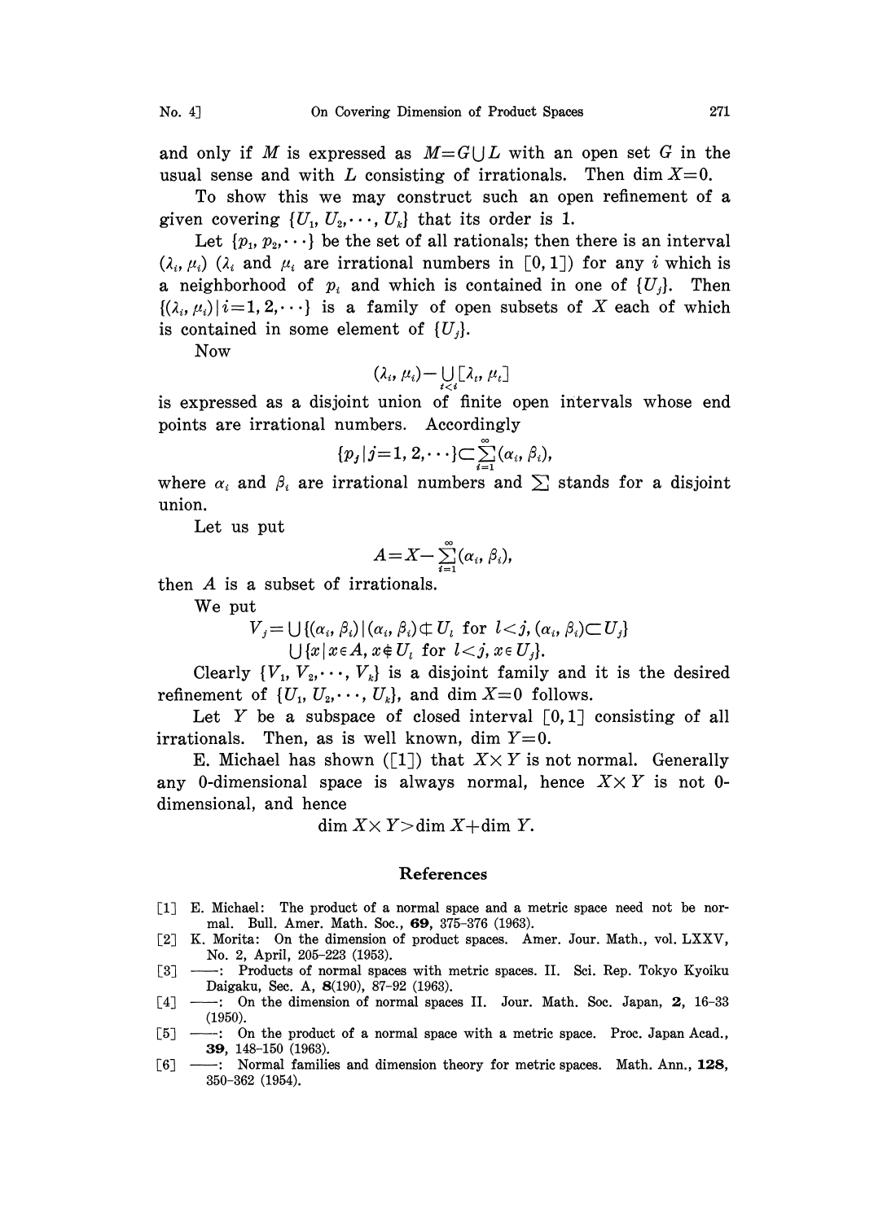and only if $M$ is expressed as $M=G\cup L$ with an open set $G$ in the usual sense and with $L$ consisting of irrationals. Then $\dim X=0$.

To show this we may construct such an open refinement of a given covering $\{U_1, U_2, \cdots, U_k\}$ that its order is 1.

Let $\{p_1, p_2, \cdots\}$ be the set of all rationals; then there is an interval $(\lambda_i, \mu_i)$ ($\lambda_i$ and $\mu_i$ are irrational numbers in $[0,1]$) for any $i$ which is a neighborhood of $p_i$ and which is contained in one of $\{U_j\}$. Then $\{(\lambda_i, \mu_i) \mid i=1,2,\cdots\}$ is a family of open subsets of $X$ each of which is contained in some element of $\{U_j\}$.

Now

$$(\lambda_i, \mu_i)-\bigcup_{t<i}[\lambda_t, \mu_t]$$

is expressed as a disjoint union of finite open intervals whose end points are irrational numbers. Accordingly

$$\{p_j \mid j=1,2,\cdots\}\subset \sum_{i=1}^{\infty}(\alpha_i, \beta_i),$$

where $\alpha_i$ and $\beta_i$ are irrational numbers and $\sum$ stands for a disjoint union.

Let us put

$$A=X-\sum_{i=1}^{\infty}(\alpha_i, \beta_i),$$

then $A$ is a subset of irrationals.

We put

$$V_j=\bigcup\{(\alpha_i, \beta_i) \mid (\alpha_i, \beta_i)\not\subset U_l \text{ for } l<j, (\alpha_i, \beta_i)\subset U_j\}$$
$$\cup\{x \mid x\in A, x\notin U_l \text{ for } l<j, x\in U_j\}.$$

Clearly $\{V_1, V_2, \cdots, V_k\}$ is a disjoint family and it is the desired refinement of $\{U_1, U_2, \cdots, U_k\}$, and $\dim X=0$ follows.

Let $Y$ be a subspace of closed interval $[0,1]$ consisting of all irrationals. Then, as is well known, $\dim Y=0$.

E. Michael has shown ([1]) that $X\times Y$ is not normal. Generally any 0-dimensional space is always normal, hence $X\times Y$ is not 0-dimensional, and hence

$$\dim X\times Y>\dim X+\dim Y.$$

## References

[1] E. Michael: The product of a normal space and a metric space need not be normal. Bull. Amer. Math. Soc., **69**, 375–376 (1963).

[2] K. Morita: On the dimension of product spaces. Amer. Jour. Math., vol. LXXV, No. 2, April, 205–223 (1953).

[3] ——: Products of normal spaces with metric spaces. II. Sci. Rep. Tokyo Kyoiku Daigaku, Sec. A, **8**(190), 87–92 (1963).

[4] ——: On the dimension of normal spaces II. Jour. Math. Soc. Japan, **2**, 16–33 (1950).

[5] ——: On the product of a normal space with a metric space. Proc. Japan Acad., **39**, 148–150 (1963).

[6] ——: Normal families and dimension theory for metric spaces. Math. Ann., **128**, 350–362 (1954).